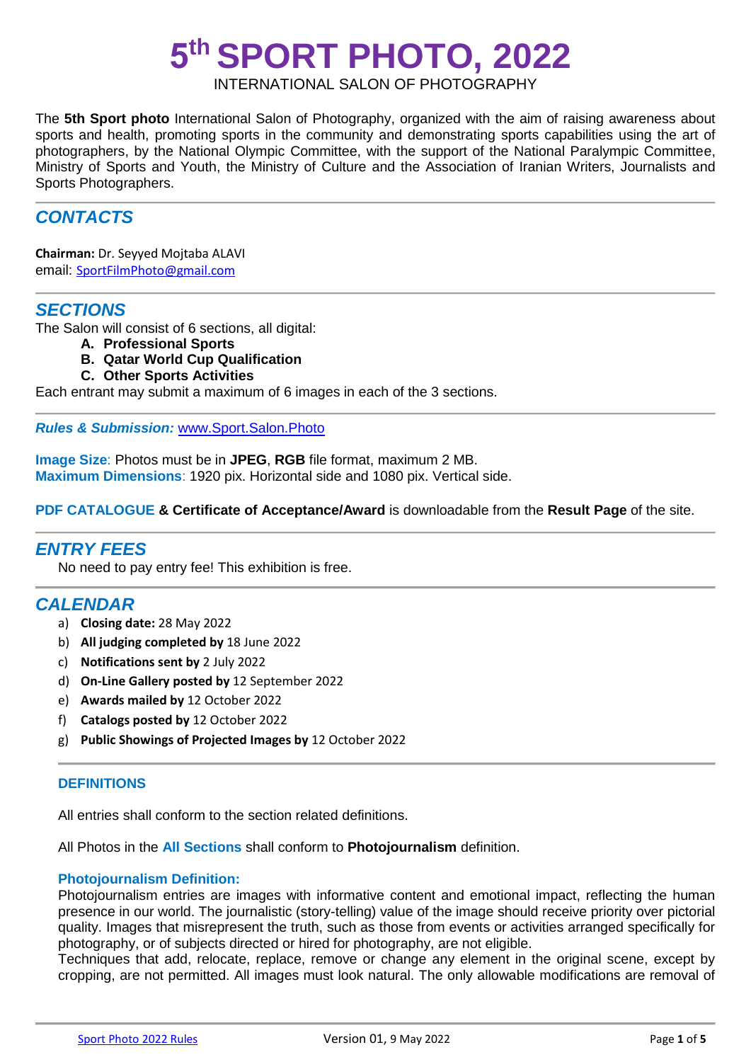# 5th SPORT PHOTO, 2022

INTERNATIONAL SALON OF PHOTOGRAPHY

The **5th Sport photo** International Salon of Photography, organized with the aim of raising awareness about sports and health, promoting sports in the community and demonstrating sports capabilities using the art of photographers, by the National Olympic Committee, with the support of the National Paralympic Committee, Ministry of Sports and Youth, the Ministry of Culture and the Association of Iranian Writers, Journalists and Sports Photographers.

## *CONTACTS*

**Chairman:** Dr. Seyyed Mojtaba ALAVI
email: SportFilmPhoto@gmail.com

## *SECTIONS*

The Salon will consist of 6 sections, all digital:

- **A. Professional Sports**
- **B. Qatar World Cup Qualification**
- **C. Other Sports Activities**

Each entrant may submit a maximum of 6 images in each of the 3 sections.

***Rules & Submission:*** www.Sport.Salon.Photo

**Image Size**: Photos must be in **JPEG**, **RGB** file format, maximum 2 MB.
**Maximum Dimensions**: 1920 pix. Horizontal side and 1080 pix. Vertical side.

**PDF CATALOGUE & Certificate of Acceptance/Award** is downloadable from the **Result Page** of the site.

## *ENTRY FEES*

No need to pay entry fee! This exhibition is free.

## *CALENDAR*

a) **Closing date:** 28 May 2022
b) **All judging completed by** 18 June 2022
c) **Notifications sent by** 2 July 2022
d) **On-Line Gallery posted by** 12 September 2022
e) **Awards mailed by** 12 October 2022
f) **Catalogs posted by** 12 October 2022
g) **Public Showings of Projected Images by** 12 October 2022

### DEFINITIONS

All entries shall conform to the section related definitions.

All Photos in the **All Sections** shall conform to **Photojournalism** definition.

**Photojournalism Definition:**
Photojournalism entries are images with informative content and emotional impact, reflecting the human presence in our world. The journalistic (story-telling) value of the image should receive priority over pictorial quality. Images that misrepresent the truth, such as those from events or activities arranged specifically for photography, or of subjects directed or hired for photography, are not eligible.
Techniques that add, relocate, replace, remove or change any element in the original scene, except by cropping, are not permitted. All images must look natural. The only allowable modifications are removal of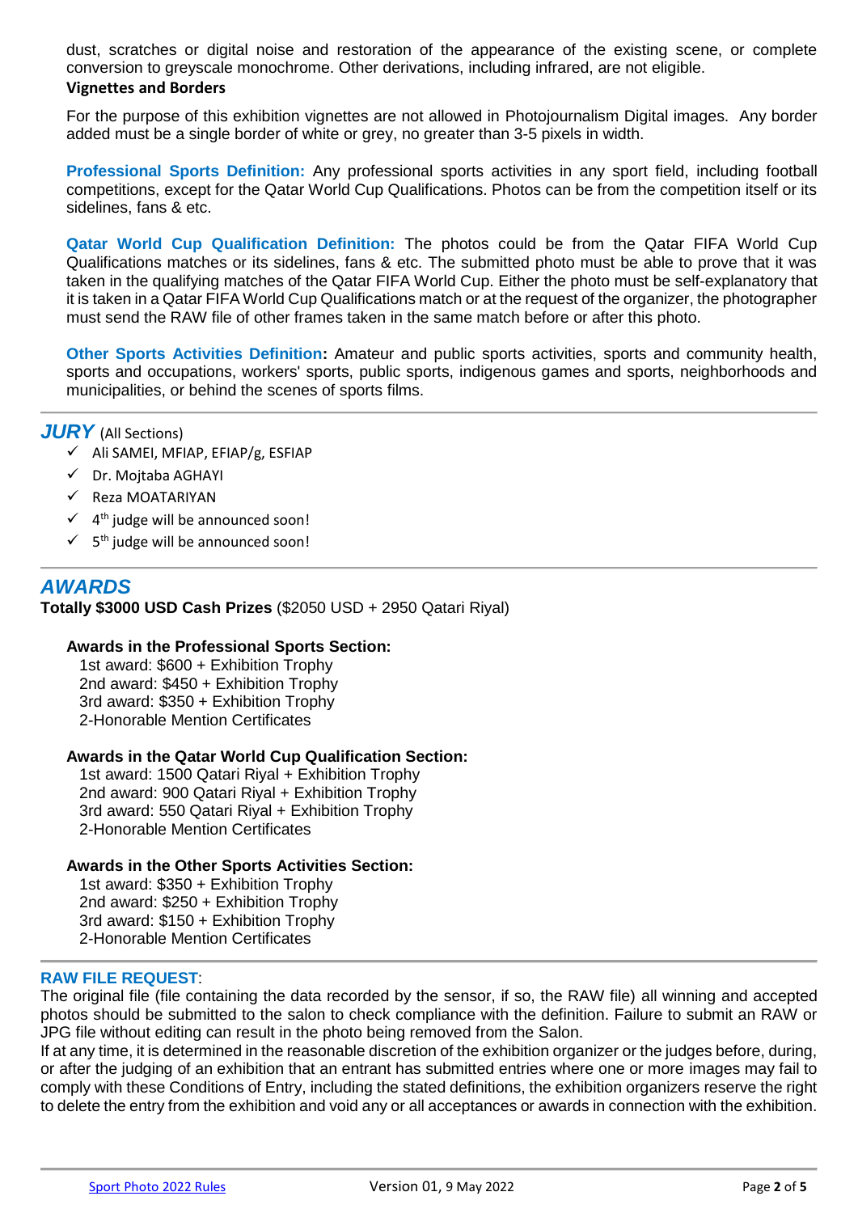dust, scratches or digital noise and restoration of the appearance of the existing scene, or complete conversion to greyscale monochrome. Other derivations, including infrared, are not eligible.

### Vignettes and Borders

For the purpose of this exhibition vignettes are not allowed in Photojournalism Digital images. Any border added must be a single border of white or grey, no greater than 3-5 pixels in width.

**Professional Sports Definition:** Any professional sports activities in any sport field, including football competitions, except for the Qatar World Cup Qualifications. Photos can be from the competition itself or its sidelines, fans & etc.

**Qatar World Cup Qualification Definition:** The photos could be from the Qatar FIFA World Cup Qualifications matches or its sidelines, fans & etc. The submitted photo must be able to prove that it was taken in the qualifying matches of the Qatar FIFA World Cup. Either the photo must be self-explanatory that it is taken in a Qatar FIFA World Cup Qualifications match or at the request of the organizer, the photographer must send the RAW file of other frames taken in the same match before or after this photo.

**Other Sports Activities Definition:** Amateur and public sports activities, sports and community health, sports and occupations, workers' sports, public sports, indigenous games and sports, neighborhoods and municipalities, or behind the scenes of sports films.

## *JURY* (All Sections)

- ✓ Ali SAMEI, MFIAP, EFIAP/g, ESFIAP
- ✓ Dr. Mojtaba AGHAYI
- ✓ Reza MOATARIYAN
- ✓ 4th judge will be announced soon!
- ✓ 5th judge will be announced soon!

## *AWARDS*

**Totally $3000 USD Cash Prizes** ($2050 USD + 2950 Qatari Riyal)

**Awards in the Professional Sports Section:**

1st award: $600 + Exhibition Trophy
2nd award: $450 + Exhibition Trophy
3rd award: $350 + Exhibition Trophy
2-Honorable Mention Certificates

**Awards in the Qatar World Cup Qualification Section:**

1st award: 1500 Qatari Riyal + Exhibition Trophy
2nd award: 900 Qatari Riyal + Exhibition Trophy
3rd award: 550 Qatari Riyal + Exhibition Trophy
2-Honorable Mention Certificates

**Awards in the Other Sports Activities Section:**

1st award: $350 + Exhibition Trophy
2nd award: $250 + Exhibition Trophy
3rd award: $150 + Exhibition Trophy
2-Honorable Mention Certificates

**RAW FILE REQUEST**:

The original file (file containing the data recorded by the sensor, if so, the RAW file) all winning and accepted photos should be submitted to the salon to check compliance with the definition. Failure to submit an RAW or JPG file without editing can result in the photo being removed from the Salon.

If at any time, it is determined in the reasonable discretion of the exhibition organizer or the judges before, during, or after the judging of an exhibition that an entrant has submitted entries where one or more images may fail to comply with these Conditions of Entry, including the stated definitions, the exhibition organizers reserve the right to delete the entry from the exhibition and void any or all acceptances or awards in connection with the exhibition.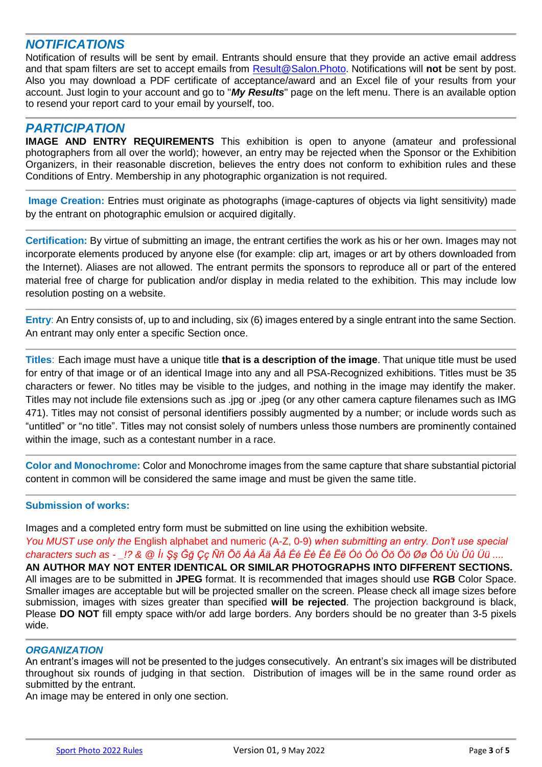## *NOTIFICATIONS*

Notification of results will be sent by email. Entrants should ensure that they provide an active email address and that spam filters are set to accept emails from Result@Salon.Photo. Notifications will **not** be sent by post. Also you may download a PDF certificate of acceptance/award and an Excel file of your results from your account. Just login to your account and go to "***My Results***" page on the left menu. There is an available option to resend your report card to your email by yourself, too.

## *PARTICIPATION*

**IMAGE AND ENTRY REQUIREMENTS** This exhibition is open to anyone (amateur and professional photographers from all over the world); however, an entry may be rejected when the Sponsor or the Exhibition Organizers, in their reasonable discretion, believes the entry does not conform to exhibition rules and these Conditions of Entry. Membership in any photographic organization is not required.

**Image Creation:** Entries must originate as photographs (image-captures of objects via light sensitivity) made by the entrant on photographic emulsion or acquired digitally.

**Certification:** By virtue of submitting an image, the entrant certifies the work as his or her own. Images may not incorporate elements produced by anyone else (for example: clip art, images or art by others downloaded from the Internet). Aliases are not allowed. The entrant permits the sponsors to reproduce all or part of the entered material free of charge for publication and/or display in media related to the exhibition. This may include low resolution posting on a website.

**Entry**: An Entry consists of, up to and including, six (6) images entered by a single entrant into the same Section. An entrant may only enter a specific Section once.

**Titles**: Each image must have a unique title **that is a description of the image**. That unique title must be used for entry of that image or of an identical Image into any and all PSA-Recognized exhibitions. Titles must be 35 characters or fewer. No titles may be visible to the judges, and nothing in the image may identify the maker. Titles may not include file extensions such as .jpg or .jpeg (or any other camera capture filenames such as IMG 471). Titles may not consist of personal identifiers possibly augmented by a number; or include words such as "untitled" or "no title". Titles may not consist solely of numbers unless those numbers are prominently contained within the image, such as a contestant number in a race.

**Color and Monochrome:** Color and Monochrome images from the same capture that share substantial pictorial content in common will be considered the same image and must be given the same title.

**Submission of works:**

Images and a completed entry form must be submitted on line using the exhibition website.
*You MUST use only the* English alphabet and numeric (A-Z, 0-9) *when submitting an entry. Don't use special characters such as - _!? & @ İı Şş Ğğ Çç Ññ Õõ Àà Ää Ââ Éé Èè Êê Ëë Óó Òò Ŏŏ Öö Øø Ôô Ùù Ûû Üü ....*
**AN AUTHOR MAY NOT ENTER IDENTICAL OR SIMILAR PHOTOGRAPHS INTO DIFFERENT SECTIONS.**
All images are to be submitted in **JPEG** format. It is recommended that images should use **RGB** Color Space. Smaller images are acceptable but will be projected smaller on the screen. Please check all image sizes before submission, images with sizes greater than specified **will be rejected**. The projection background is black, Please **DO NOT** fill empty space with/or add large borders. Any borders should be no greater than 3-5 pixels wide.

### *ORGANIZATION*

An entrant's images will not be presented to the judges consecutively. An entrant's six images will be distributed throughout six rounds of judging in that section. Distribution of images will be in the same round order as submitted by the entrant.
An image may be entered in only one section.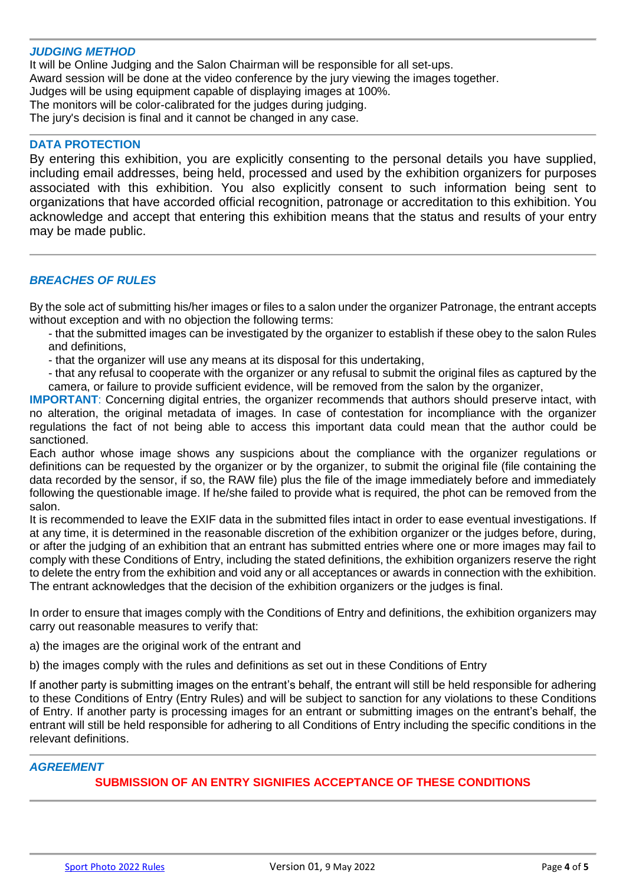### *JUDGING METHOD*

It will be Online Judging and the Salon Chairman will be responsible for all set-ups.
Award session will be done at the video conference by the jury viewing the images together.
Judges will be using equipment capable of displaying images at 100%.
The monitors will be color-calibrated for the judges during judging.
The jury's decision is final and it cannot be changed in any case.

### DATA PROTECTION

By entering this exhibition, you are explicitly consenting to the personal details you have supplied, including email addresses, being held, processed and used by the exhibition organizers for purposes associated with this exhibition. You also explicitly consent to such information being sent to organizations that have accorded official recognition, patronage or accreditation to this exhibition. You acknowledge and accept that entering this exhibition means that the status and results of your entry may be made public.

### *BREACHES OF RULES*

By the sole act of submitting his/her images or files to a salon under the organizer Patronage, the entrant accepts without exception and with no objection the following terms:

- that the submitted images can be investigated by the organizer to establish if these obey to the salon Rules and definitions,
- that the organizer will use any means at its disposal for this undertaking,
- that any refusal to cooperate with the organizer or any refusal to submit the original files as captured by the camera, or failure to provide sufficient evidence, will be removed from the salon by the organizer,

**IMPORTANT**: Concerning digital entries, the organizer recommends that authors should preserve intact, with no alteration, the original metadata of images. In case of contestation for incompliance with the organizer regulations the fact of not being able to access this important data could mean that the author could be sanctioned.

Each author whose image shows any suspicions about the compliance with the organizer regulations or definitions can be requested by the organizer or by the organizer, to submit the original file (file containing the data recorded by the sensor, if so, the RAW file) plus the file of the image immediately before and immediately following the questionable image. If he/she failed to provide what is required, the phot can be removed from the salon.

It is recommended to leave the EXIF data in the submitted files intact in order to ease eventual investigations. If at any time, it is determined in the reasonable discretion of the exhibition organizer or the judges before, during, or after the judging of an exhibition that an entrant has submitted entries where one or more images may fail to comply with these Conditions of Entry, including the stated definitions, the exhibition organizers reserve the right to delete the entry from the exhibition and void any or all acceptances or awards in connection with the exhibition. The entrant acknowledges that the decision of the exhibition organizers or the judges is final.

In order to ensure that images comply with the Conditions of Entry and definitions, the exhibition organizers may carry out reasonable measures to verify that:

a) the images are the original work of the entrant and

b) the images comply with the rules and definitions as set out in these Conditions of Entry

If another party is submitting images on the entrant's behalf, the entrant will still be held responsible for adhering to these Conditions of Entry (Entry Rules) and will be subject to sanction for any violations to these Conditions of Entry. If another party is processing images for an entrant or submitting images on the entrant's behalf, the entrant will still be held responsible for adhering to all Conditions of Entry including the specific conditions in the relevant definitions.

### *AGREEMENT*

**SUBMISSION OF AN ENTRY SIGNIFIES ACCEPTANCE OF THESE CONDITIONS**